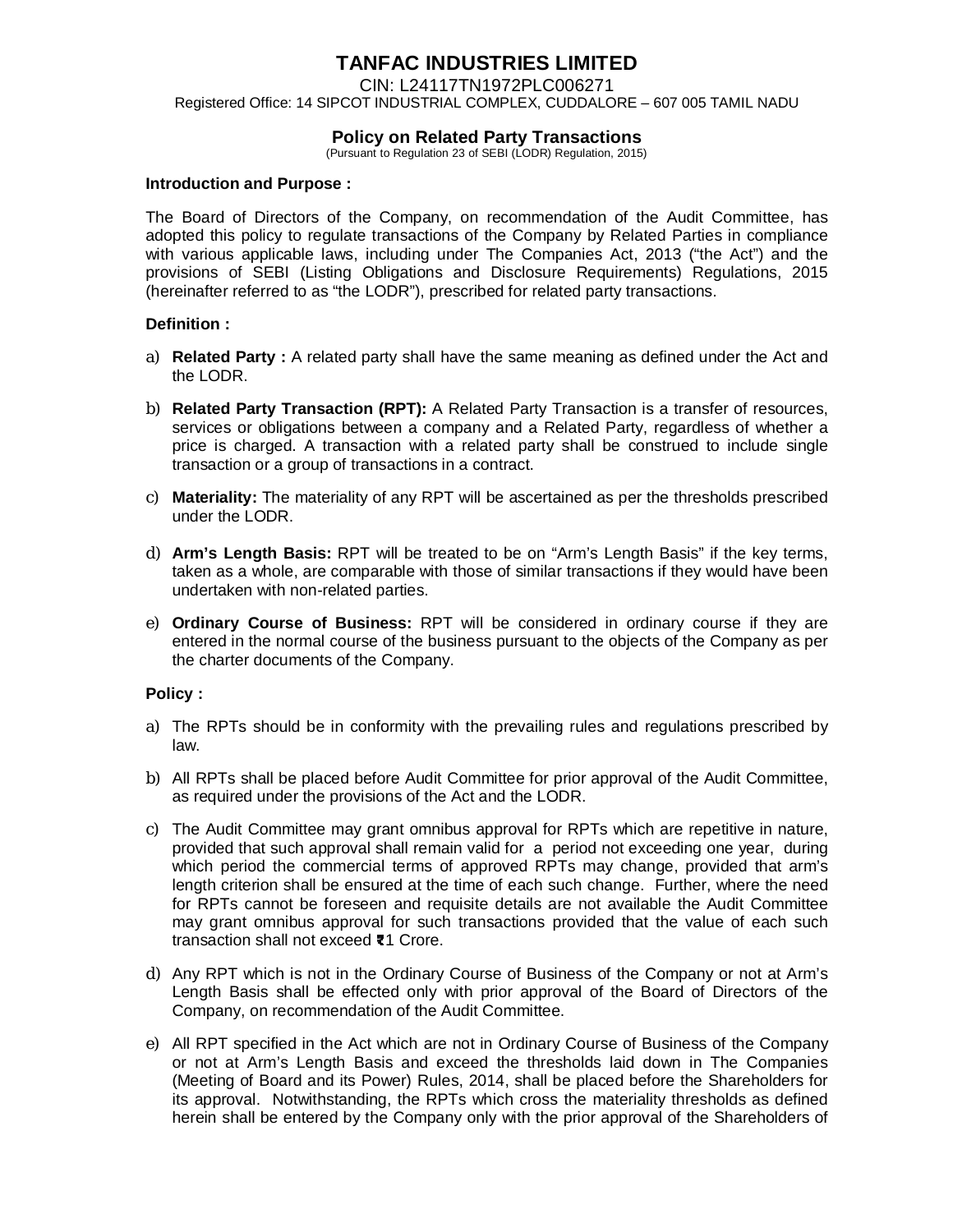# TANFAC INDUSTRIES LIMITED

CIN: L24117TN1972PLC006271

Registered Office: 14 SIPCOT INDUSTRIAL COMPLEX, CUDDALORE – 607 005 TAMIL NADU

## Policy on Related Party Transactions

(Pursuant to Regulation 23 of SEBI (LODR) Regulation, 2015)

**Introduction and Purpose :**

The Board of Directors of the Company, on recommendation of the Audit Committee, has adopted this policy to regulate transactions of the Company by Related Parties in compliance with various applicable laws, including under The Companies Act, 2013 ("the Act") and the provisions of SEBI (Listing Obligations and Disclosure Requirements) Regulations, 2015 (hereinafter referred to as "the LODR"), prescribed for related party transactions.

**Definition :**

a) **Related Party :** A related party shall have the same meaning as defined under the Act and the LODR.

b) **Related Party Transaction (RPT):** A Related Party Transaction is a transfer of resources, services or obligations between a company and a Related Party, regardless of whether a price is charged. A transaction with a related party shall be construed to include single transaction or a group of transactions in a contract.

c) **Materiality:** The materiality of any RPT will be ascertained as per the thresholds prescribed under the LODR.

d) **Arm's Length Basis:** RPT will be treated to be on "Arm's Length Basis" if the key terms, taken as a whole, are comparable with those of similar transactions if they would have been undertaken with non-related parties.

e) **Ordinary Course of Business:** RPT will be considered in ordinary course if they are entered in the normal course of the business pursuant to the objects of the Company as per the charter documents of the Company.

**Policy :**

a) The RPTs should be in conformity with the prevailing rules and regulations prescribed by law.

b) All RPTs shall be placed before Audit Committee for prior approval of the Audit Committee, as required under the provisions of the Act and the LODR.

c) The Audit Committee may grant omnibus approval for RPTs which are repetitive in nature, provided that such approval shall remain valid for a period not exceeding one year, during which period the commercial terms of approved RPTs may change, provided that arm's length criterion shall be ensured at the time of each such change. Further, where the need for RPTs cannot be foreseen and requisite details are not available the Audit Committee may grant omnibus approval for such transactions provided that the value of each such transaction shall not exceed ₹1 Crore.

d) Any RPT which is not in the Ordinary Course of Business of the Company or not at Arm's Length Basis shall be effected only with prior approval of the Board of Directors of the Company, on recommendation of the Audit Committee.

e) All RPT specified in the Act which are not in Ordinary Course of Business of the Company or not at Arm's Length Basis and exceed the thresholds laid down in The Companies (Meeting of Board and its Power) Rules, 2014, shall be placed before the Shareholders for its approval. Notwithstanding, the RPTs which cross the materiality thresholds as defined herein shall be entered by the Company only with the prior approval of the Shareholders of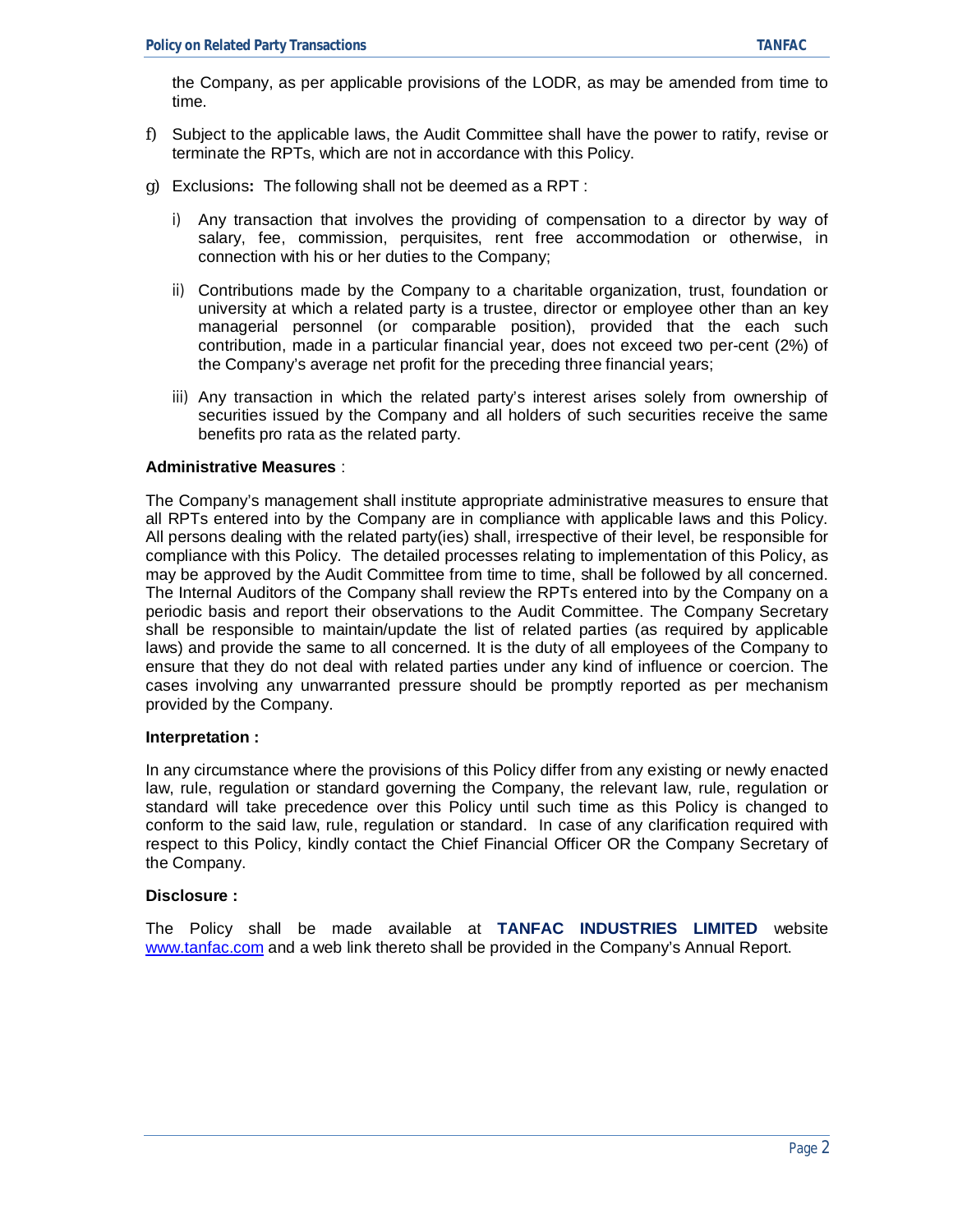the Company, as per applicable provisions of the LODR, as may be amended from time to time.

f) Subject to the applicable laws, the Audit Committee shall have the power to ratify, revise or terminate the RPTs, which are not in accordance with this Policy.

g) Exclusions**:** The following shall not be deemed as a RPT :

   i) Any transaction that involves the providing of compensation to a director by way of salary, fee, commission, perquisites, rent free accommodation or otherwise, in connection with his or her duties to the Company;

   ii) Contributions made by the Company to a charitable organization, trust, foundation or university at which a related party is a trustee, director or employee other than an key managerial personnel (or comparable position), provided that the each such contribution, made in a particular financial year, does not exceed two per-cent (2%) of the Company's average net profit for the preceding three financial years;

   iii) Any transaction in which the related party's interest arises solely from ownership of securities issued by the Company and all holders of such securities receive the same benefits pro rata as the related party.

**Administrative Measures** :

The Company's management shall institute appropriate administrative measures to ensure that all RPTs entered into by the Company are in compliance with applicable laws and this Policy. All persons dealing with the related party(ies) shall, irrespective of their level, be responsible for compliance with this Policy. The detailed processes relating to implementation of this Policy, as may be approved by the Audit Committee from time to time, shall be followed by all concerned. The Internal Auditors of the Company shall review the RPTs entered into by the Company on a periodic basis and report their observations to the Audit Committee. The Company Secretary shall be responsible to maintain/update the list of related parties (as required by applicable laws) and provide the same to all concerned. It is the duty of all employees of the Company to ensure that they do not deal with related parties under any kind of influence or coercion. The cases involving any unwarranted pressure should be promptly reported as per mechanism provided by the Company.

**Interpretation :**

In any circumstance where the provisions of this Policy differ from any existing or newly enacted law, rule, regulation or standard governing the Company, the relevant law, rule, regulation or standard will take precedence over this Policy until such time as this Policy is changed to conform to the said law, rule, regulation or standard. In case of any clarification required with respect to this Policy, kindly contact the Chief Financial Officer OR the Company Secretary of the Company.

**Disclosure :**

The Policy shall be made available at **TANFAC INDUSTRIES LIMITED** website www.tanfac.com and a web link thereto shall be provided in the Company's Annual Report.